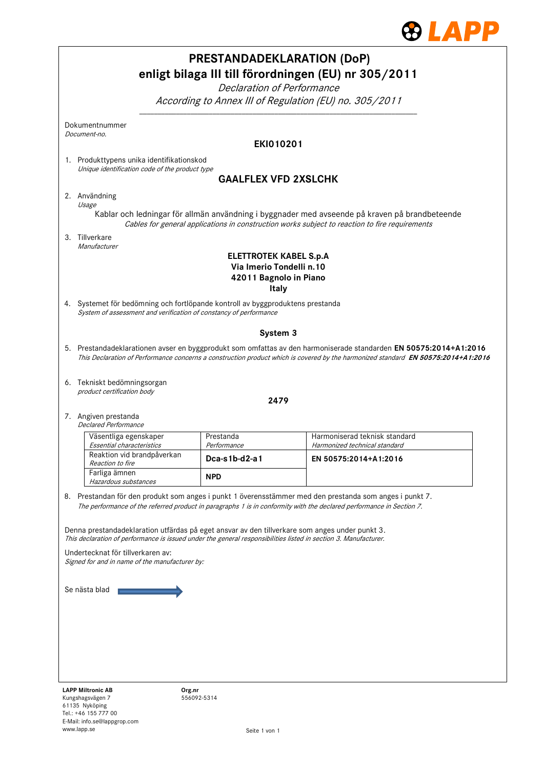# PRESTANDADEKLARATION (DoP)
## enligt bilaga III till förordningen (EU) nr 305/2011

*Declaration of Performance*

*According to Annex III of Regulation (EU) no. 305/2011*

Dokumentnummer
*Document-no.*

**EKI010201**

1. Produkttypens unika identifikationskod
   *Unique identification code of the product type*

   **GAALFLEX VFD 2XSLCHK**

2. Användning
   *Usage*

   Kablar och ledningar för allmän användning i byggnader med avseende på kraven på brandbeteende
   *Cables for general applications in construction works subject to reaction to fire requirements*

3. Tillverkare
   *Manufacturer*

   **ELETTROTEK KABEL S.p.A**
   **Via Imerio Tondelli n.10**
   **42011 Bagnolo in Piano**
   **Italy**

4. Systemet för bedömning och fortlöpande kontroll av byggproduktens prestanda
   *System of assessment and verification of constancy of performance*

   **System 3**

5. Prestandadeklarationen avser en byggprodukt som omfattas av den harmoniserade standarden **EN 50575:2014+A1:2016**
   *This Declaration of Performance concerns a construction product which is covered by the harmonized standard **EN 50575:2014+A1:2016***

6. Tekniskt bedömningsorgan
   *product certification body*

   **2479**

7. Angiven prestanda
   *Declared Performance*

| Väsentliga egenskaper *Essential characteristics* | Prestanda *Performance* | Harmoniserad teknisk standard *Harmonized technical standard* |
|---|---|---|
| Reaktion vid brandpåverkan *Reaction to fire* | **Dca-s1b-d2-a1** | **EN 50575:2014+A1:2016** |
| Farliga ämnen *Hazardous substances* | **NPD** | |

8. Prestandan för den produkt som anges i punkt 1 överensstämmer med den prestanda som anges i punkt 7.
   *The performance of the referred product in paragraphs 1 is in conformity with the declared performance in Section 7.*

Denna prestandadeklaration utfärdas på eget ansvar av den tillverkare som anges under punkt 3.
*This declaration of performance is issued under the general responsibilities listed in section 3. Manufacturer.*

Undertecknat för tillverkaren av:
*Signed for and in name of the manufacturer by:*

Se nästa blad →

**LAPP Miltronic AB**
Kungshagsvägen 7
61135 Nyköping
Tel.: +46 155 777 00
E-Mail: info.se@lappgrop.com
www.lapp.se

**Org.nr**
556092-5314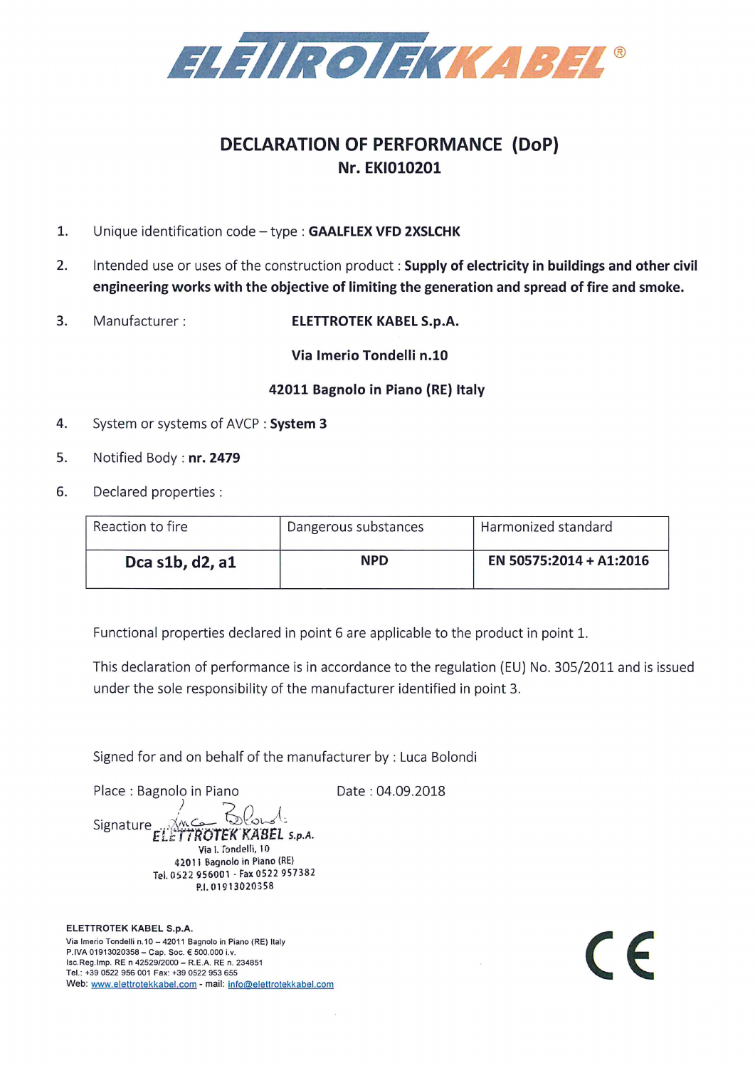ELETTROTEKKABEL®

# DECLARATION OF PERFORMANCE (DoP)

## Nr. EKI010201

1. Unique identification code – type : **GAALFLEX VFD 2XSLCHK**
2. Intended use or uses of the construction product : **Supply of electricity in buildings and other civil engineering works with the objective of limiting the generation and spread of fire and smoke.**
3. Manufacturer : **ELETTROTEK KABEL S.p.A.**

   **Via Imerio Tondelli n.10**

   **42011 Bagnolo in Piano (RE) Italy**
4. System or systems of AVCP : **System 3**
5. Notified Body : **nr. 2479**
6. Declared properties :

| Reaction to fire | Dangerous substances | Harmonized standard |
|---|---|---|
| **Dca s1b, d2, a1** | **NPD** | **EN 50575:2014 + A1:2016** |

Functional properties declared in point 6 are applicable to the product in point 1.

This declaration of performance is in accordance to the regulation (EU) No. 305/2011 and is issued under the sole responsibility of the manufacturer identified in point 3.

Signed for and on behalf of the manufacturer by : Luca Bolondi

Place : Bagnolo in Piano

Date : 04.09.2018

Signature

ELETTROTEK KABEL S.p.A.
Via I. Tondelli, 10
42011 Bagnolo in Piano (RE)
Tel. 0522 956001 - Fax 0522 957382
P.I. 01913020358

**ELETTROTEK KABEL S.p.A.**
Via Imerio Tondelli n.10 – 42011 Bagnolo in Piano (RE) Italy
P.IVA 01913020358 – Cap. Soc. € 500.000 i.v.
Isc.Reg.Imp. RE n 42529/2000 – R.E.A. RE n. 234851
Tel.: +39 0522 956 001 Fax: +39 0522 953 655
Web: www.elettrotekkabel.com - mail: info@elettrotekkabel.com

CE